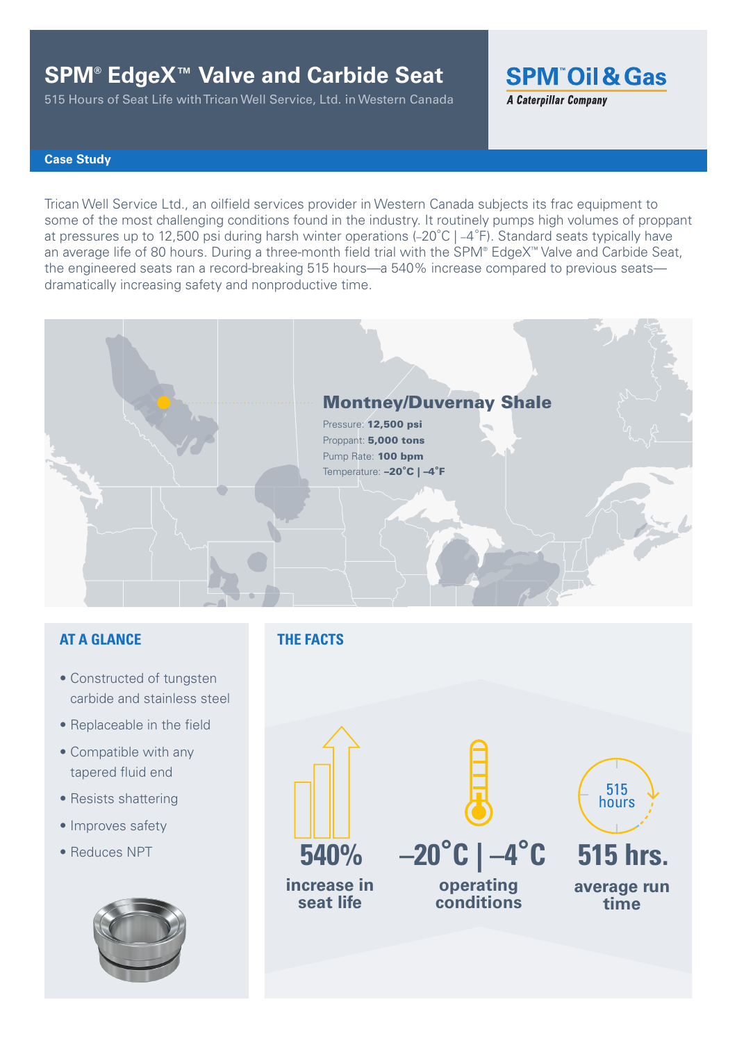# SPM® EdgeX™ Valve and Carbide Seat

515 Hours of Seat Life with Trican Well Service, Ltd. in Western Canada

SPM™ Oil & Gas
*A Caterpillar Company*

**Case Study**

Trican Well Service Ltd., an oilfield services provider in Western Canada subjects its frac equipment to some of the most challenging conditions found in the industry. It routinely pumps high volumes of proppant at pressures up to 12,500 psi during harsh winter operations (–20˚C | –4˚F). Standard seats typically have an average life of 80 hours. During a three-month field trial with the SPM® EdgeX™ Valve and Carbide Seat, the engineered seats ran a record-breaking 515 hours—a 540% increase compared to previous seats—dramatically increasing safety and nonproductive time.

## Montney/Duvernay Shale

Pressure: **12,500 psi**
Proppant: **5,000 tons**
Pump Rate: **100 bpm**
Temperature: **–20˚C | –4˚F**

## AT A GLANCE

- Constructed of tungsten carbide and stainless steel
- Replaceable in the field
- Compatible with any tapered fluid end
- Resists shattering
- Improves safety
- Reduces NPT

## THE FACTS

**540%** increase in seat life

**–20˚C | –4˚C** operating conditions

515 hours

**515 hrs.** average run time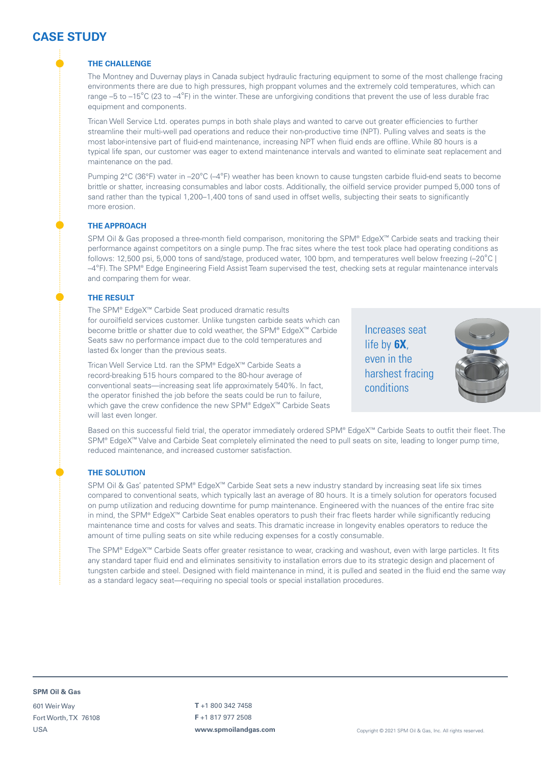# CASE STUDY

## THE CHALLENGE

The Montney and Duvernay plays in Canada subject hydraulic fracturing equipment to some of the most challenge fracing environments there are due to high pressures, high proppant volumes and the extremely cold temperatures, which can range –5 to –15°C (23 to –4°F) in the winter. These are unforgiving conditions that prevent the use of less durable frac equipment and components.

Trican Well Service Ltd. operates pumps in both shale plays and wanted to carve out greater efficiencies to further streamline their multi-well pad operations and reduce their non-productive time (NPT). Pulling valves and seats is the most labor-intensive part of fluid-end maintenance, increasing NPT when fluid ends are offline. While 80 hours is a typical life span, our customer was eager to extend maintenance intervals and wanted to eliminate seat replacement and maintenance on the pad.

Pumping 2°C (36°F) water in –20°C (–4°F) weather has been known to cause tungsten carbide fluid-end seats to become brittle or shatter, increasing consumables and labor costs. Additionally, the oilfield service provider pumped 5,000 tons of sand rather than the typical 1,200–1,400 tons of sand used in offset wells, subjecting their seats to significantly more erosion.

## THE APPROACH

SPM Oil & Gas proposed a three-month field comparison, monitoring the SPM® EdgeX™ Carbide seats and tracking their performance against competitors on a single pump. The frac sites where the test took place had operating conditions as follows: 12,500 psi, 5,000 tons of sand/stage, produced water, 100 bpm, and temperatures well below freezing (–20°C | –4°F). The SPM® Edge Engineering Field Assist Team supervised the test, checking sets at regular maintenance intervals and comparing them for wear.

## THE RESULT

The SPM® EdgeX™ Carbide Seat produced dramatic results for ouroilfield services customer. Unlike tungsten carbide seats which can become brittle or shatter due to cold weather, the SPM® EdgeX™ Carbide Seats saw no performance impact due to the cold temperatures and lasted 6x longer than the previous seats.

Trican Well Service Ltd. ran the SPM® EdgeX™ Carbide Seats a record-breaking 515 hours compared to the 80-hour average of conventional seats—increasing seat life approximately 540%. In fact, the operator finished the job before the seats could be run to failure, which gave the crew confidence the new SPM® EdgeX™ Carbide Seats will last even longer.

Increases seat life by **6X**, even in the harshest fracing conditions

Based on this successful field trial, the operator immediately ordered SPM® EdgeX™ Carbide Seats to outfit their fleet. The SPM® EdgeX™ Valve and Carbide Seat completely eliminated the need to pull seats on site, leading to longer pump time, reduced maintenance, and increased customer satisfaction.

## THE SOLUTION

SPM Oil & Gas' patented SPM® EdgeX™ Carbide Seat sets a new industry standard by increasing seat life six times compared to conventional seats, which typically last an average of 80 hours. It is a timely solution for operators focused on pump utilization and reducing downtime for pump maintenance. Engineered with the nuances of the entire frac site in mind, the SPM® EdgeX™ Carbide Seat enables operators to push their frac fleets harder while significantly reducing maintenance time and costs for valves and seats. This dramatic increase in longevity enables operators to reduce the amount of time pulling seats on site while reducing expenses for a costly consumable.

The SPM® EdgeX™ Carbide Seats offer greater resistance to wear, cracking and washout, even with large particles. It fits any standard taper fluid end and eliminates sensitivity to installation errors due to its strategic design and placement of tungsten carbide and steel. Designed with field maintenance in mind, it is pulled and seated in the fluid end the same way as a standard legacy seat—requiring no special tools or special installation procedures.

**SPM Oil & Gas**

601 Weir Way
Fort Worth, TX 76108
USA

**T** +1 800 342 7458
**F** +1 817 977 2508
**www.spmoilandgas.com**

Copyright © 2021 SPM Oil & Gas, Inc. All rights reserved.